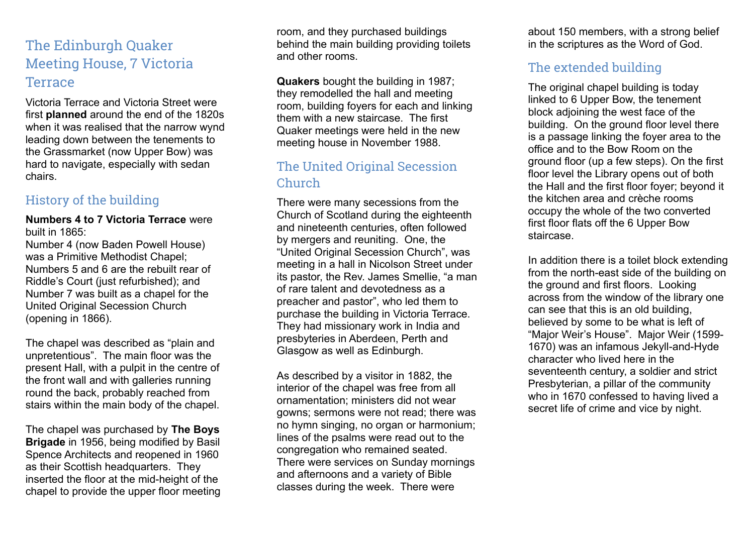# The Edinburgh Quaker Meeting House, 7 Victoria Terrace

Victoria Terrace and Victoria Street were first **planned** around the end of the 1820s when it was realised that the narrow wynd leading down between the tenements to the Grassmarket (now Upper Bow) was hard to navigate, especially with sedan chairs.

## History of the building

**Numbers 4 to 7 Victoria Terrace** were built in 1865:
Number 4 (now Baden Powell House) was a Primitive Methodist Chapel; Numbers 5 and 6 are the rebuilt rear of Riddle's Court (just refurbished); and Number 7 was built as a chapel for the United Original Secession Church (opening in 1866).

The chapel was described as "plain and unpretentious". The main floor was the present Hall, with a pulpit in the centre of the front wall and with galleries running round the back, probably reached from stairs within the main body of the chapel.

The chapel was purchased by **The Boys Brigade** in 1956, being modified by Basil Spence Architects and reopened in 1960 as their Scottish headquarters. They inserted the floor at the mid-height of the chapel to provide the upper floor meeting room, and they purchased buildings behind the main building providing toilets and other rooms.

**Quakers** bought the building in 1987; they remodelled the hall and meeting room, building foyers for each and linking them with a new staircase. The first Quaker meetings were held in the new meeting house in November 1988.

## The United Original Secession Church

There were many secessions from the Church of Scotland during the eighteenth and nineteenth centuries, often followed by mergers and reuniting. One, the "United Original Secession Church", was meeting in a hall in Nicolson Street under its pastor, the Rev. James Smellie, "a man of rare talent and devotedness as a preacher and pastor", who led them to purchase the building in Victoria Terrace. They had missionary work in India and presbyteries in Aberdeen, Perth and Glasgow as well as Edinburgh.

As described by a visitor in 1882, the interior of the chapel was free from all ornamentation; ministers did not wear gowns; sermons were not read; there was no hymn singing, no organ or harmonium; lines of the psalms were read out to the congregation who remained seated. There were services on Sunday mornings and afternoons and a variety of Bible classes during the week. There were about 150 members, with a strong belief in the scriptures as the Word of God.

## The extended building

The original chapel building is today linked to 6 Upper Bow, the tenement block adjoining the west face of the building. On the ground floor level there is a passage linking the foyer area to the office and to the Bow Room on the ground floor (up a few steps). On the first floor level the Library opens out of both the Hall and the first floor foyer; beyond it the kitchen area and crèche rooms occupy the whole of the two converted first floor flats off the 6 Upper Bow staircase.

In addition there is a toilet block extending from the north-east side of the building on the ground and first floors. Looking across from the window of the library one can see that this is an old building, believed by some to be what is left of "Major Weir's House". Major Weir (1599-1670) was an infamous Jekyll-and-Hyde character who lived here in the seventeenth century, a soldier and strict Presbyterian, a pillar of the community who in 1670 confessed to having lived a secret life of crime and vice by night.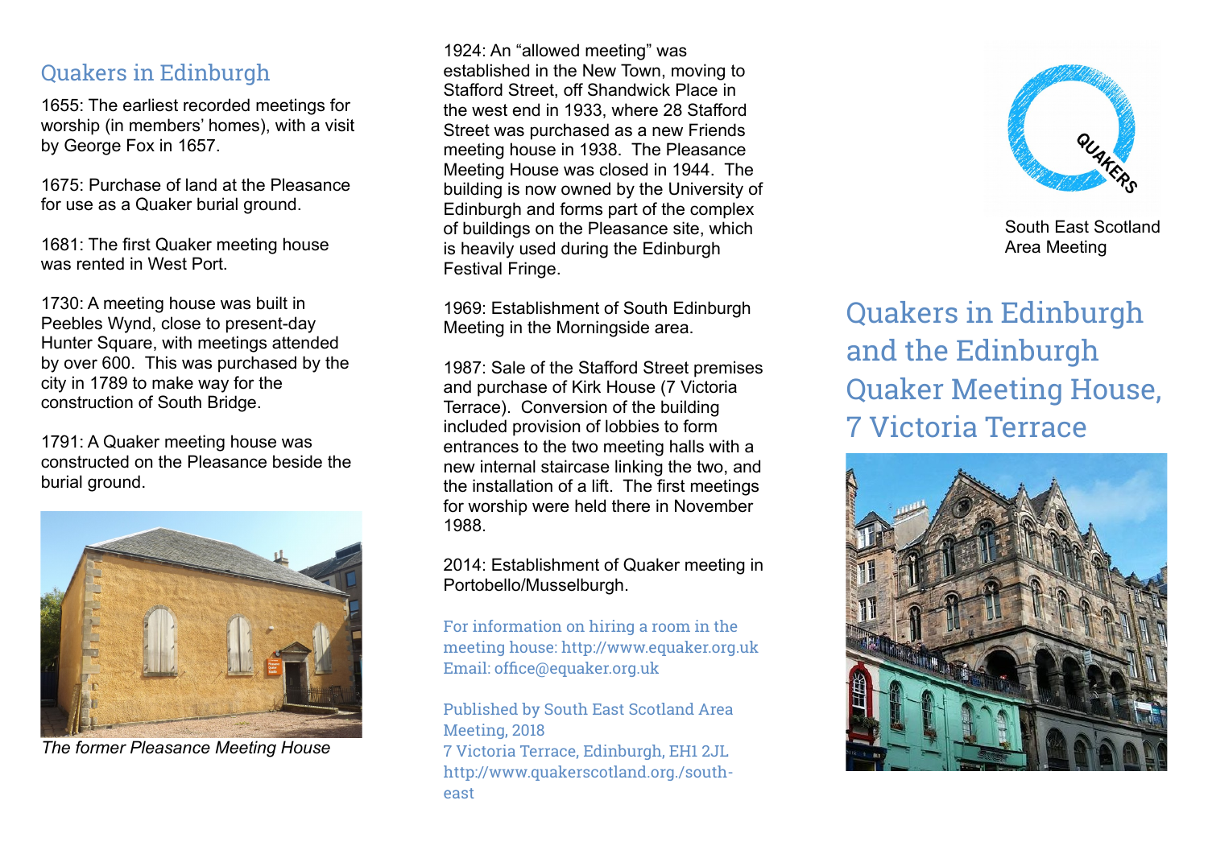## Quakers in Edinburgh

1655: The earliest recorded meetings for worship (in members' homes), with a visit by George Fox in 1657.

1675: Purchase of land at the Pleasance for use as a Quaker burial ground.

1681: The first Quaker meeting house was rented in West Port.

1730: A meeting house was built in Peebles Wynd, close to present-day Hunter Square, with meetings attended by over 600. This was purchased by the city in 1789 to make way for the construction of South Bridge.

1791: A Quaker meeting house was constructed on the Pleasance beside the burial ground.

*The former Pleasance Meeting House*

1924: An "allowed meeting" was established in the New Town, moving to Stafford Street, off Shandwick Place in the west end in 1933, where 28 Stafford Street was purchased as a new Friends meeting house in 1938. The Pleasance Meeting House was closed in 1944. The building is now owned by the University of Edinburgh and forms part of the complex of buildings on the Pleasance site, which is heavily used during the Edinburgh Festival Fringe.

1969: Establishment of South Edinburgh Meeting in the Morningside area.

1987: Sale of the Stafford Street premises and purchase of Kirk House (7 Victoria Terrace). Conversion of the building included provision of lobbies to form entrances to the two meeting halls with a new internal staircase linking the two, and the installation of a lift. The first meetings for worship were held there in November 1988.

2014: Establishment of Quaker meeting in Portobello/Musselburgh.

For information on hiring a room in the meeting house: http://www.equaker.org.uk
Email: office@equaker.org.uk

Published by South East Scotland Area Meeting, 2018
7 Victoria Terrace, Edinburgh, EH1 2JL
http://www.quakerscotland.org./south-east

QUAKERS

South East Scotland Area Meeting

# Quakers in Edinburgh and the Edinburgh Quaker Meeting House, 7 Victoria Terrace